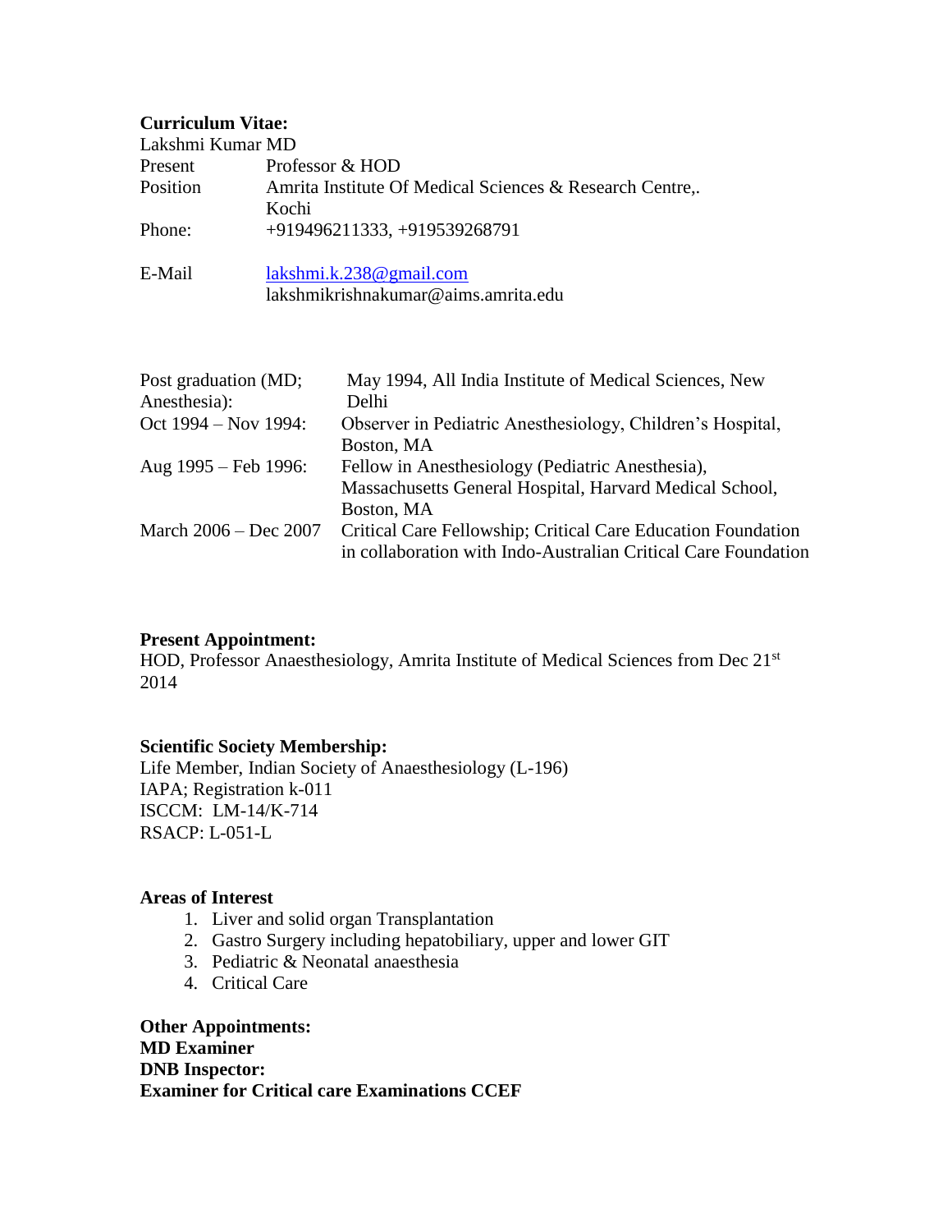**Curriculum Vitae:**

Lakshmi Kumar MD

| | |
|---|---|
| Present Position | Professor & HOD<br>Amrita Institute Of Medical Sciences & Research Centre,. Kochi |
| Phone: | +919496211333, +919539268791 |
| E-Mail | lakshmi.k.238@gmail.com<br>lakshmikrishnakumar@aims.amrita.edu |

| | |
|---|---|
| Post graduation (MD; Anesthesia): | May 1994, All India Institute of Medical Sciences, New Delhi |
| Oct 1994 – Nov 1994: | Observer in Pediatric Anesthesiology, Children's Hospital, Boston, MA |
| Aug 1995 – Feb 1996: | Fellow in Anesthesiology (Pediatric Anesthesia), Massachusetts General Hospital, Harvard Medical School, Boston, MA |
| March 2006 – Dec 2007 | Critical Care Fellowship; Critical Care Education Foundation in collaboration with Indo-Australian Critical Care Foundation |

**Present Appointment:**

HOD, Professor Anaesthesiology, Amrita Institute of Medical Sciences from Dec 21st 2014

**Scientific Society Membership:**

Life Member, Indian Society of Anaesthesiology (L-196)
IAPA; Registration k-011
ISCCM: LM-14/K-714
RSACP: L-051-L

**Areas of Interest**

1. Liver and solid organ Transplantation
2. Gastro Surgery including hepatobiliary, upper and lower GIT
3. Pediatric & Neonatal anaesthesia
4. Critical Care

**Other Appointments:**
**MD Examiner**
**DNB Inspector:**
**Examiner for Critical care Examinations CCEF**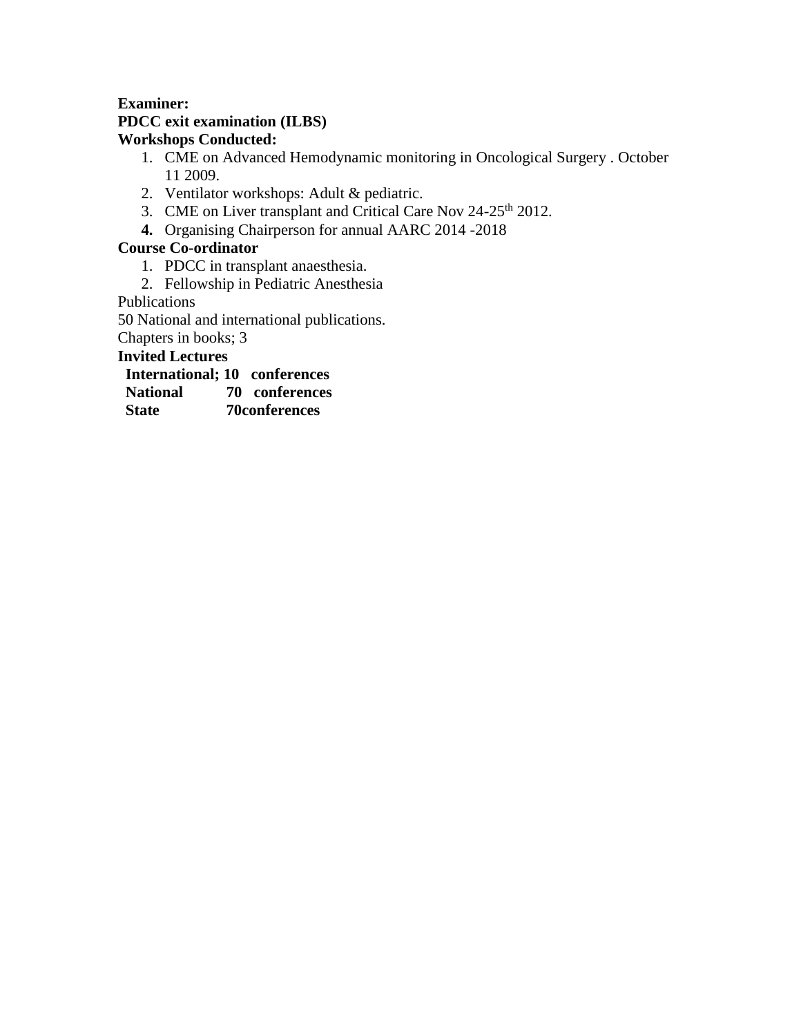**Examiner:**

**PDCC exit examination (ILBS)**

**Workshops Conducted:**

1. CME on Advanced Hemodynamic monitoring in Oncological Surgery . October 11 2009.
2. Ventilator workshops: Adult & pediatric.
3. CME on Liver transplant and Critical Care Nov 24-25th 2012.
4. Organising Chairperson for annual AARC 2014 -2018

**Course Co-ordinator**

1. PDCC in transplant anaesthesia.
2. Fellowship in Pediatric Anesthesia

Publications

50 National and international publications.

Chapters in books; 3

**Invited Lectures**

**International; 10 conferences**

**National 70 conferences**

**State 70conferences**